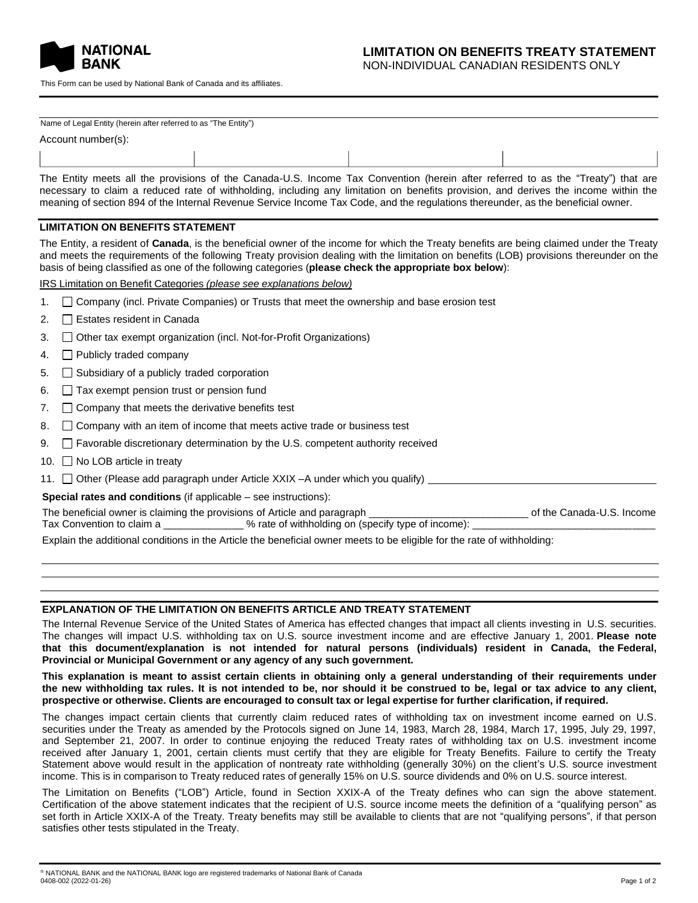NATIONAL BANK

# LIMITATION ON BENEFITS TREATY STATEMENT

NON-INDIVIDUAL CANADIAN RESIDENTS ONLY

This Form can be used by National Bank of Canada and its affiliates.

Name of Legal Entity (herein after referred to as "The Entity")

Account number(s):

| | | | |
|---|---|---|---|
| | | | |

The Entity meets all the provisions of the Canada-U.S. Income Tax Convention (herein after referred to as the "Treaty") that are necessary to claim a reduced rate of withholding, including any limitation on benefits provision, and derives the income within the meaning of section 894 of the Internal Revenue Service Income Tax Code, and the regulations thereunder, as the beneficial owner.

## LIMITATION ON BENEFITS STATEMENT

The Entity, a resident of **Canada**, is the beneficial owner of the income for which the Treaty benefits are being claimed under the Treaty and meets the requirements of the following Treaty provision dealing with the limitation on benefits (LOB) provisions thereunder on the basis of being classified as one of the following categories (**please check the appropriate box below**):

IRS Limitation on Benefit Categories *(please see explanations below)*

1. ☐ Company (incl. Private Companies) or Trusts that meet the ownership and base erosion test
2. ☐ Estates resident in Canada
3. ☐ Other tax exempt organization (incl. Not-for-Profit Organizations)
4. ☐ Publicly traded company
5. ☐ Subsidiary of a publicly traded corporation
6. ☐ Tax exempt pension trust or pension fund
7. ☐ Company that meets the derivative benefits test
8. ☐ Company with an item of income that meets active trade or business test
9. ☐ Favorable discretionary determination by the U.S. competent authority received
10. ☐ No LOB article in treaty
11. ☐ Other (Please add paragraph under Article XXIX –A under which you qualify) ______________________

**Special rates and conditions** (if applicable – see instructions):

The beneficial owner is claiming the provisions of Article and paragraph ____________________ of the Canada-U.S. Income Tax Convention to claim a ____________ % rate of withholding on (specify type of income): ____________________

Explain the additional conditions in the Article the beneficial owner meets to be eligible for the rate of withholding:

______________________________________________________________________

______________________________________________________________________

______________________________________________________________________

## EXPLANATION OF THE LIMITATION ON BENEFITS ARTICLE AND TREATY STATEMENT

The Internal Revenue Service of the United States of America has effected changes that impact all clients investing in U.S. securities. The changes will impact U.S. withholding tax on U.S. source investment income and are effective January 1, 2001. **Please note that this document/explanation is not intended for natural persons (individuals) resident in Canada, the Federal, Provincial or Municipal Government or any agency of any such government.**

**This explanation is meant to assist certain clients in obtaining only a general understanding of their requirements under the new withholding tax rules. It is not intended to be, nor should it be construed to be, legal or tax advice to any client, prospective or otherwise. Clients are encouraged to consult tax or legal expertise for further clarification, if required.**

The changes impact certain clients that currently claim reduced rates of withholding tax on investment income earned on U.S. securities under the Treaty as amended by the Protocols signed on June 14, 1983, March 28, 1984, March 17, 1995, July 29, 1997, and September 21, 2007. In order to continue enjoying the reduced Treaty rates of withholding tax on U.S. investment income received after January 1, 2001, certain clients must certify that they are eligible for Treaty Benefits. Failure to certify the Treaty Statement above would result in the application of nontreaty rate withholding (generally 30%) on the client's U.S. source investment income. This is in comparison to Treaty reduced rates of generally 15% on U.S. source dividends and 0% on U.S. source interest.

The Limitation on Benefits ("LOB") Article, found in Section XXIX-A of the Treaty defines who can sign the above statement. Certification of the above statement indicates that the recipient of U.S. source income meets the definition of a "qualifying person" as set forth in Article XXIX-A of the Treaty. Treaty benefits may still be available to clients that are not "qualifying persons", if that person satisfies other tests stipulated in the Treaty.

® NATIONAL BANK and the NATIONAL BANK logo are registered trademarks of National Bank of Canada
0408-002 (2022-01-26)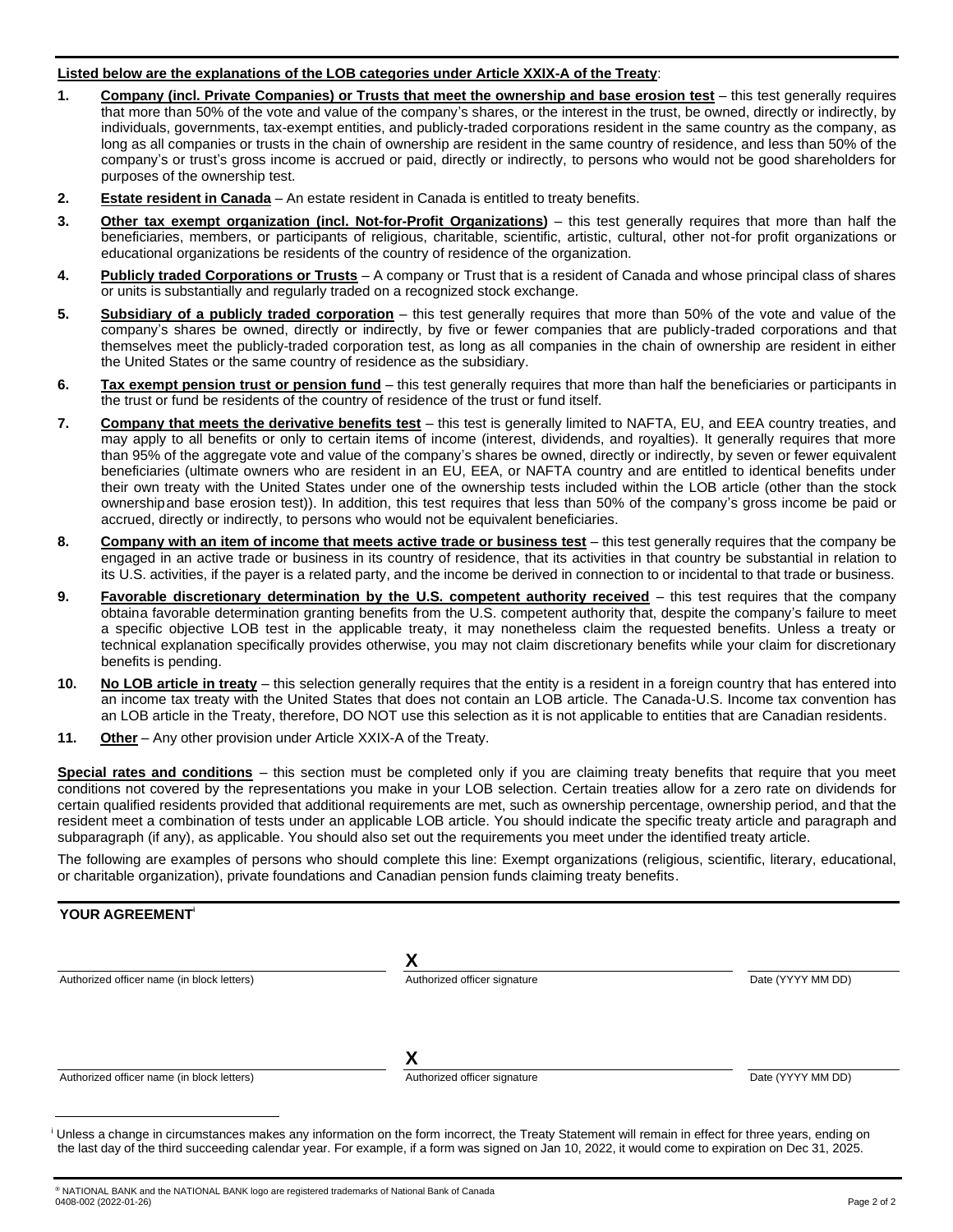**Listed below are the explanations of the LOB categories under Article XXIX-A of the Treaty**:

1. **Company (incl. Private Companies) or Trusts that meet the ownership and base erosion test** – this test generally requires that more than 50% of the vote and value of the company's shares, or the interest in the trust, be owned, directly or indirectly, by individuals, governments, tax-exempt entities, and publicly-traded corporations resident in the same country as the company, as long as all companies or trusts in the chain of ownership are resident in the same country of residence, and less than 50% of the company's or trust's gross income is accrued or paid, directly or indirectly, to persons who would not be good shareholders for purposes of the ownership test.
2. **Estate resident in Canada** – An estate resident in Canada is entitled to treaty benefits.
3. **Other tax exempt organization (incl. Not-for-Profit Organizations)** – this test generally requires that more than half the beneficiaries, members, or participants of religious, charitable, scientific, artistic, cultural, other not-for profit organizations or educational organizations be residents of the country of residence of the organization.
4. **Publicly traded Corporations or Trusts** – A company or Trust that is a resident of Canada and whose principal class of shares or units is substantially and regularly traded on a recognized stock exchange.
5. **Subsidiary of a publicly traded corporation** – this test generally requires that more than 50% of the vote and value of the company's shares be owned, directly or indirectly, by five or fewer companies that are publicly-traded corporations and that themselves meet the publicly-traded corporation test, as long as all companies in the chain of ownership are resident in either the United States or the same country of residence as the subsidiary.
6. **Tax exempt pension trust or pension fund** – this test generally requires that more than half the beneficiaries or participants in the trust or fund be residents of the country of residence of the trust or fund itself.
7. **Company that meets the derivative benefits test** – this test is generally limited to NAFTA, EU, and EEA country treaties, and may apply to all benefits or only to certain items of income (interest, dividends, and royalties). It generally requires that more than 95% of the aggregate vote and value of the company's shares be owned, directly or indirectly, by seven or fewer equivalent beneficiaries (ultimate owners who are resident in an EU, EEA, or NAFTA country and are entitled to identical benefits under their own treaty with the United States under one of the ownership tests included within the LOB article (other than the stock ownershipand base erosion test)). In addition, this test requires that less than 50% of the company's gross income be paid or accrued, directly or indirectly, to persons who would not be equivalent beneficiaries.
8. **Company with an item of income that meets active trade or business test** – this test generally requires that the company be engaged in an active trade or business in its country of residence, that its activities in that country be substantial in relation to its U.S. activities, if the payer is a related party, and the income be derived in connection to or incidental to that trade or business.
9. **Favorable discretionary determination by the U.S. competent authority received** – this test requires that the company obtaina favorable determination granting benefits from the U.S. competent authority that, despite the company's failure to meet a specific objective LOB test in the applicable treaty, it may nonetheless claim the requested benefits. Unless a treaty or technical explanation specifically provides otherwise, you may not claim discretionary benefits while your claim for discretionary benefits is pending.
10. **No LOB article in treaty** – this selection generally requires that the entity is a resident in a foreign country that has entered into an income tax treaty with the United States that does not contain an LOB article. The Canada-U.S. Income tax convention has an LOB article in the Treaty, therefore, DO NOT use this selection as it is not applicable to entities that are Canadian residents.
11. **Other** – Any other provision under Article XXIX-A of the Treaty.

**Special rates and conditions** – this section must be completed only if you are claiming treaty benefits that require that you meet conditions not covered by the representations you make in your LOB selection. Certain treaties allow for a zero rate on dividends for certain qualified residents provided that additional requirements are met, such as ownership percentage, ownership period, and that the resident meet a combination of tests under an applicable LOB article. You should indicate the specific treaty article and paragraph and subparagraph (if any), as applicable. You should also set out the requirements you meet under the identified treaty article.

The following are examples of persons who should complete this line: Exempt organizations (religious, scientific, literary, educational, or charitable organization), private foundations and Canadian pension funds claiming treaty benefits.

## YOUR AGREEMENT[i]

| Authorized officer name (in block letters) | X Authorized officer signature | Date (YYYY MM DD) |
|---|---|---|
| Authorized officer name (in block letters) | X Authorized officer signature | Date (YYYY MM DD) |

[i] Unless a change in circumstances makes any information on the form incorrect, the Treaty Statement will remain in effect for three years, ending on the last day of the third succeeding calendar year. For example, if a form was signed on Jan 10, 2022, it would come to expiration on Dec 31, 2025.

® NATIONAL BANK and the NATIONAL BANK logo are registered trademarks of National Bank of Canada
0408-002 (2022-01-26)